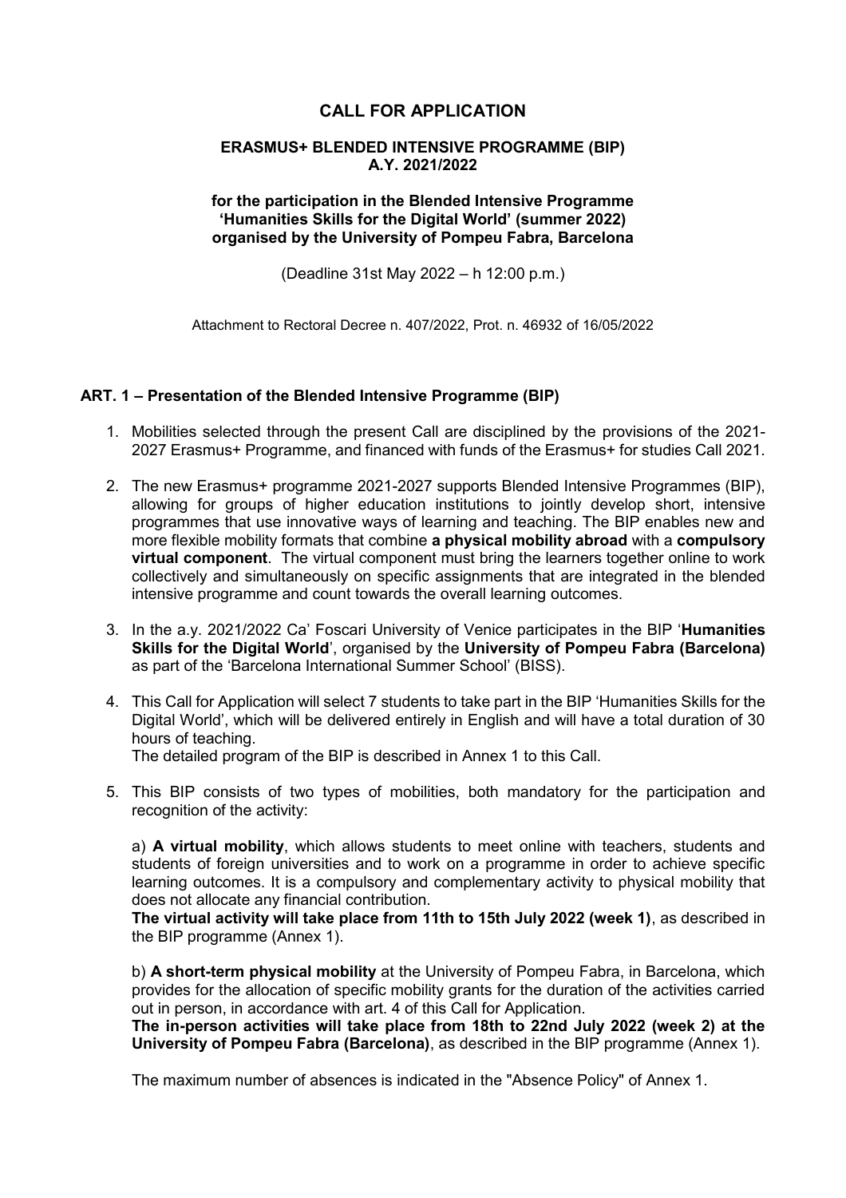# CALL FOR APPLICATION

## ERASMUS+ BLENDED INTENSIVE PROGRAMME (BIP) A.Y. 2021/2022

**for the participation in the Blended Intensive Programme 'Humanities Skills for the Digital World' (summer 2022) organised by the University of Pompeu Fabra, Barcelona**

(Deadline 31st May 2022 – h 12:00 p.m.)

Attachment to Rectoral Decree n. 407/2022, Prot. n. 46932 of 16/05/2022

### ART. 1 – Presentation of the Blended Intensive Programme (BIP)

1. Mobilities selected through the present Call are disciplined by the provisions of the 2021-2027 Erasmus+ Programme, and financed with funds of the Erasmus+ for studies Call 2021.

2. The new Erasmus+ programme 2021-2027 supports Blended Intensive Programmes (BIP), allowing for groups of higher education institutions to jointly develop short, intensive programmes that use innovative ways of learning and teaching. The BIP enables new and more flexible mobility formats that combine **a physical mobility abroad** with a **compulsory virtual component**. The virtual component must bring the learners together online to work collectively and simultaneously on specific assignments that are integrated in the blended intensive programme and count towards the overall learning outcomes.

3. In the a.y. 2021/2022 Ca' Foscari University of Venice participates in the BIP '**Humanities Skills for the Digital World**', organised by the **University of Pompeu Fabra (Barcelona)** as part of the 'Barcelona International Summer School' (BISS).

4. This Call for Application will select 7 students to take part in the BIP 'Humanities Skills for the Digital World', which will be delivered entirely in English and will have a total duration of 30 hours of teaching.
   The detailed program of the BIP is described in Annex 1 to this Call.

5. This BIP consists of two types of mobilities, both mandatory for the participation and recognition of the activity:

   a) **A virtual mobility**, which allows students to meet online with teachers, students and students of foreign universities and to work on a programme in order to achieve specific learning outcomes. It is a compulsory and complementary activity to physical mobility that does not allocate any financial contribution.
   **The virtual activity will take place from 11th to 15th July 2022 (week 1)**, as described in the BIP programme (Annex 1).

   b) **A short-term physical mobility** at the University of Pompeu Fabra, in Barcelona, which provides for the allocation of specific mobility grants for the duration of the activities carried out in person, in accordance with art. 4 of this Call for Application.
   **The in-person activities will take place from 18th to 22nd July 2022 (week 2) at the University of Pompeu Fabra (Barcelona)**, as described in the BIP programme (Annex 1).

   The maximum number of absences is indicated in the "Absence Policy" of Annex 1.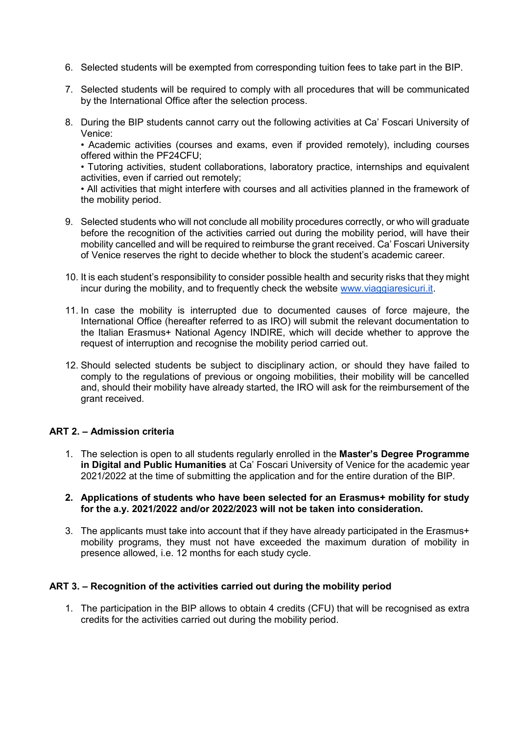6. Selected students will be exempted from corresponding tuition fees to take part in the BIP.

7. Selected students will be required to comply with all procedures that will be communicated by the International Office after the selection process.

8. During the BIP students cannot carry out the following activities at Ca' Foscari University of Venice:
   • Academic activities (courses and exams, even if provided remotely), including courses offered within the PF24CFU;
   • Tutoring activities, student collaborations, laboratory practice, internships and equivalent activities, even if carried out remotely;
   • All activities that might interfere with courses and all activities planned in the framework of the mobility period.

9. Selected students who will not conclude all mobility procedures correctly, or who will graduate before the recognition of the activities carried out during the mobility period, will have their mobility cancelled and will be required to reimburse the grant received. Ca' Foscari University of Venice reserves the right to decide whether to block the student's academic career.

10. It is each student's responsibility to consider possible health and security risks that they might incur during the mobility, and to frequently check the website [www.viaggiaresicuri.it](http://www.viaggiaresicuri.it).

11. In case the mobility is interrupted due to documented causes of force majeure, the International Office (hereafter referred to as IRO) will submit the relevant documentation to the Italian Erasmus+ National Agency INDIRE, which will decide whether to approve the request of interruption and recognise the mobility period carried out.

12. Should selected students be subject to disciplinary action, or should they have failed to comply to the regulations of previous or ongoing mobilities, their mobility will be cancelled and, should their mobility have already started, the IRO will ask for the reimbursement of the grant received.

## ART 2. – Admission criteria

1. The selection is open to all students regularly enrolled in the **Master's Degree Programme in Digital and Public Humanities** at Ca' Foscari University of Venice for the academic year 2021/2022 at the time of submitting the application and for the entire duration of the BIP.

2. **Applications of students who have been selected for an Erasmus+ mobility for study for the a.y. 2021/2022 and/or 2022/2023 will not be taken into consideration.**

3. The applicants must take into account that if they have already participated in the Erasmus+ mobility programs, they must not have exceeded the maximum duration of mobility in presence allowed, i.e. 12 months for each study cycle.

## ART 3. – Recognition of the activities carried out during the mobility period

1. The participation in the BIP allows to obtain 4 credits (CFU) that will be recognised as extra credits for the activities carried out during the mobility period.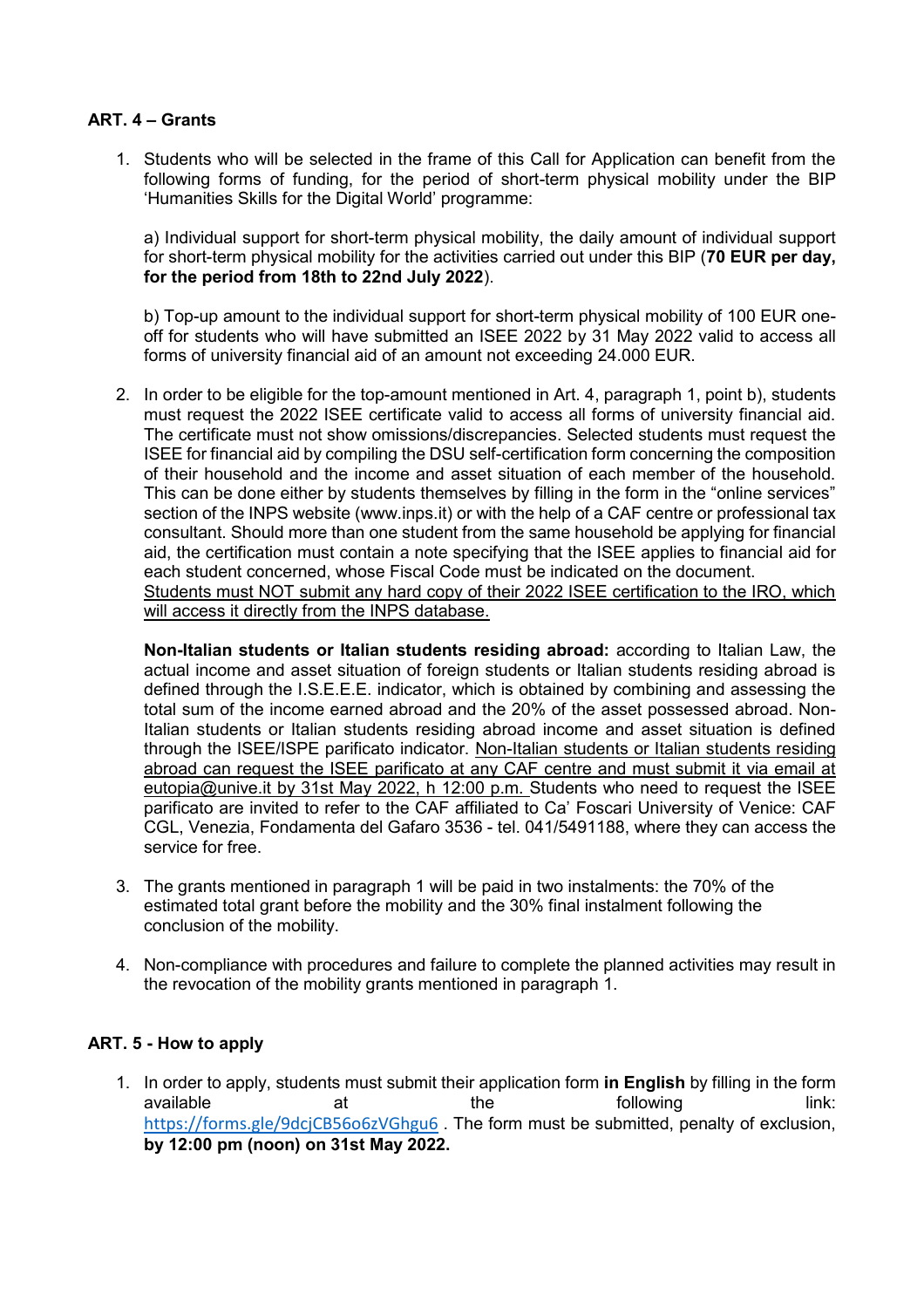### ART. 4 – Grants

1. Students who will be selected in the frame of this Call for Application can benefit from the following forms of funding, for the period of short-term physical mobility under the BIP 'Humanities Skills for the Digital World' programme:

   a) Individual support for short-term physical mobility, the daily amount of individual support for short-term physical mobility for the activities carried out under this BIP (**70 EUR per day, for the period from 18th to 22nd July 2022**).

   b) Top-up amount to the individual support for short-term physical mobility of 100 EUR one-off for students who will have submitted an ISEE 2022 by 31 May 2022 valid to access all forms of university financial aid of an amount not exceeding 24.000 EUR.

2. In order to be eligible for the top-amount mentioned in Art. 4, paragraph 1, point b), students must request the 2022 ISEE certificate valid to access all forms of university financial aid. The certificate must not show omissions/discrepancies. Selected students must request the ISEE for financial aid by compiling the DSU self-certification form concerning the composition of their household and the income and asset situation of each member of the household. This can be done either by students themselves by filling in the form in the "online services" section of the INPS website (www.inps.it) or with the help of a CAF centre or professional tax consultant. Should more than one student from the same household be applying for financial aid, the certification must contain a note specifying that the ISEE applies to financial aid for each student concerned, whose Fiscal Code must be indicated on the document.
   Students must NOT submit any hard copy of their 2022 ISEE certification to the IRO, which will access it directly from the INPS database.

   **Non-Italian students or Italian students residing abroad:** according to Italian Law, the actual income and asset situation of foreign students or Italian students residing abroad is defined through the I.S.E.E.E. indicator, which is obtained by combining and assessing the total sum of the income earned abroad and the 20% of the asset possessed abroad. Non-Italian students or Italian students residing abroad income and asset situation is defined through the ISEE/ISPE parificato indicator. Non-Italian students or Italian students residing abroad can request the ISEE parificato at any CAF centre and must submit it via email at eutopia@unive.it by 31st May 2022, h 12:00 p.m. Students who need to request the ISEE parificato are invited to refer to the CAF affiliated to Ca' Foscari University of Venice: CAF CGL, Venezia, Fondamenta del Gafaro 3536 - tel. 041/5491188, where they can access the service for free.

3. The grants mentioned in paragraph 1 will be paid in two instalments: the 70% of the estimated total grant before the mobility and the 30% final instalment following the conclusion of the mobility.

4. Non-compliance with procedures and failure to complete the planned activities may result in the revocation of the mobility grants mentioned in paragraph 1.

### ART. 5 - How to apply

1. In order to apply, students must submit their application form **in English** by filling in the form available at the following link: https://forms.gle/9dcjCB56o6zVGhgu6 . The form must be submitted, penalty of exclusion, **by 12:00 pm (noon) on 31st May 2022.**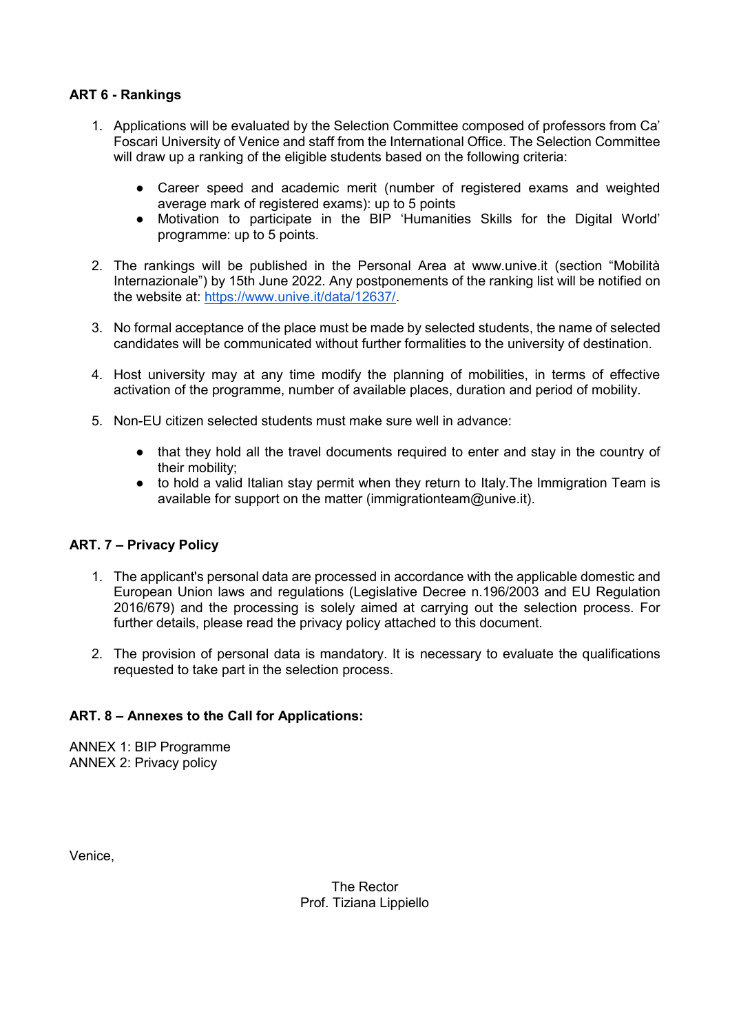**ART 6 - Rankings**

1. Applications will be evaluated by the Selection Committee composed of professors from Ca' Foscari University of Venice and staff from the International Office. The Selection Committee will draw up a ranking of the eligible students based on the following criteria:

    - Career speed and academic merit (number of registered exams and weighted average mark of registered exams): up to 5 points
    - Motivation to participate in the BIP 'Humanities Skills for the Digital World' programme: up to 5 points.

2. The rankings will be published in the Personal Area at www.unive.it (section "Mobilità Internazionale") by 15th June 2022. Any postponements of the ranking list will be notified on the website at: https://www.unive.it/data/12637/.

3. No formal acceptance of the place must be made by selected students, the name of selected candidates will be communicated without further formalities to the university of destination.

4. Host university may at any time modify the planning of mobilities, in terms of effective activation of the programme, number of available places, duration and period of mobility.

5. Non-EU citizen selected students must make sure well in advance:

    - that they hold all the travel documents required to enter and stay in the country of their mobility;
    - to hold a valid Italian stay permit when they return to Italy.The Immigration Team is available for support on the matter (immigrationteam@unive.it).

**ART. 7 – Privacy Policy**

1. The applicant's personal data are processed in accordance with the applicable domestic and European Union laws and regulations (Legislative Decree n.196/2003 and EU Regulation 2016/679) and the processing is solely aimed at carrying out the selection process. For further details, please read the privacy policy attached to this document.

2. The provision of personal data is mandatory. It is necessary to evaluate the qualifications requested to take part in the selection process.

**ART. 8 – Annexes to the Call for Applications:**

ANNEX 1: BIP Programme
ANNEX 2: Privacy policy

Venice,

The Rector
Prof. Tiziana Lippiello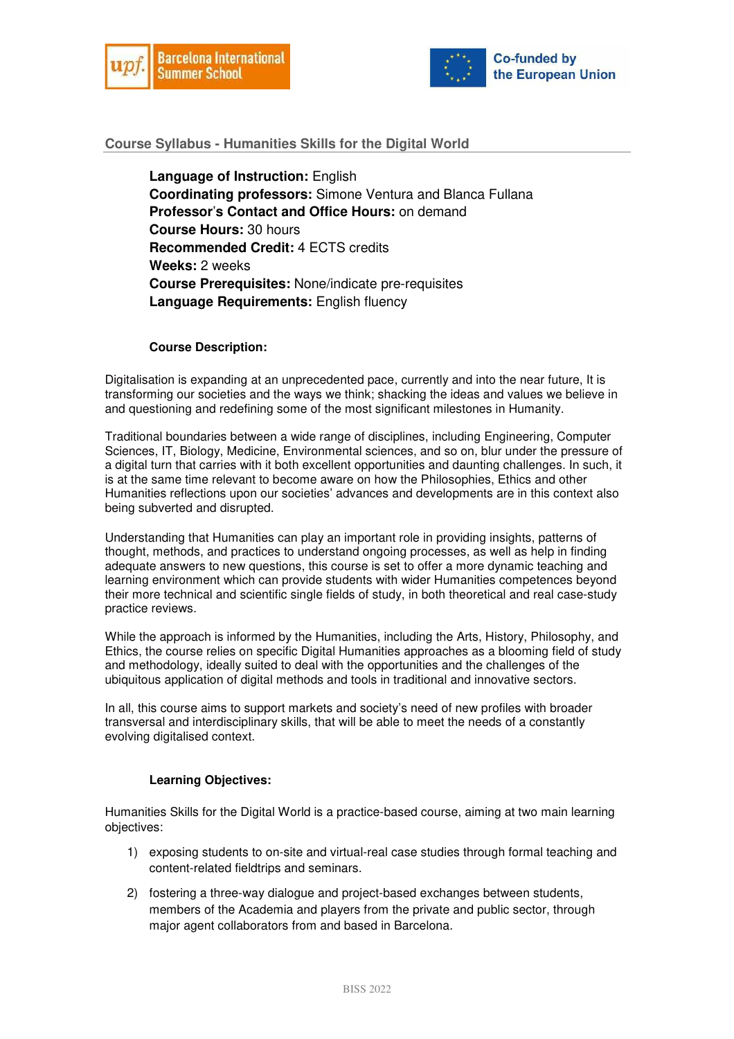## Course Syllabus - Humanities Skills for the Digital World

**Language of Instruction:** English
**Coordinating professors:** Simone Ventura and Blanca Fullana
**Professor's Contact and Office Hours:** on demand
**Course Hours:** 30 hours
**Recommended Credit:** 4 ECTS credits
**Weeks:** 2 weeks
**Course Prerequisites:** None/indicate pre-requisites
**Language Requirements:** English fluency

### Course Description:

Digitalisation is expanding at an unprecedented pace, currently and into the near future, It is transforming our societies and the ways we think; shacking the ideas and values we believe in and questioning and redefining some of the most significant milestones in Humanity.

Traditional boundaries between a wide range of disciplines, including Engineering, Computer Sciences, IT, Biology, Medicine, Environmental sciences, and so on, blur under the pressure of a digital turn that carries with it both excellent opportunities and daunting challenges. In such, it is at the same time relevant to become aware on how the Philosophies, Ethics and other Humanities reflections upon our societies' advances and developments are in this context also being subverted and disrupted.

Understanding that Humanities can play an important role in providing insights, patterns of thought, methods, and practices to understand ongoing processes, as well as help in finding adequate answers to new questions, this course is set to offer a more dynamic teaching and learning environment which can provide students with wider Humanities competences beyond their more technical and scientific single fields of study, in both theoretical and real case-study practice reviews.

While the approach is informed by the Humanities, including the Arts, History, Philosophy, and Ethics, the course relies on specific Digital Humanities approaches as a blooming field of study and methodology, ideally suited to deal with the opportunities and the challenges of the ubiquitous application of digital methods and tools in traditional and innovative sectors.

In all, this course aims to support markets and society's need of new profiles with broader transversal and interdisciplinary skills, that will be able to meet the needs of a constantly evolving digitalised context.

### Learning Objectives:

Humanities Skills for the Digital World is a practice-based course, aiming at two main learning objectives:

1) exposing students to on-site and virtual-real case studies through formal teaching and content-related fieldtrips and seminars.
2) fostering a three-way dialogue and project-based exchanges between students, members of the Academia and players from the private and public sector, through major agent collaborators from and based in Barcelona.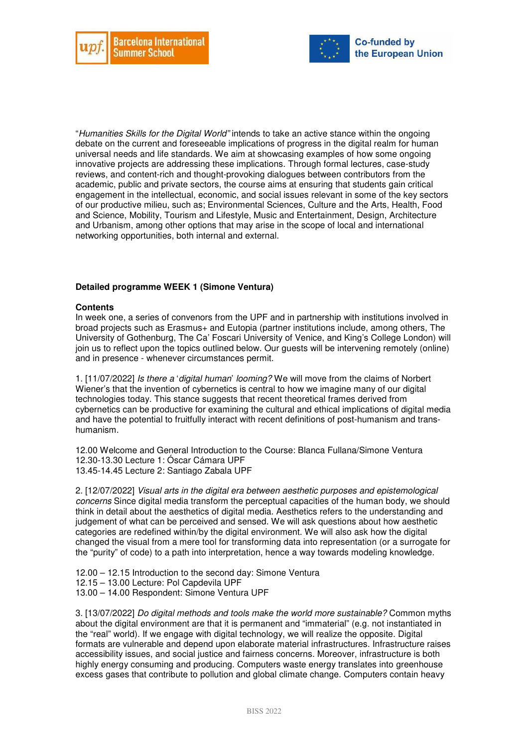"*Humanities Skills for the Digital World"* intends to take an active stance within the ongoing debate on the current and foreseeable implications of progress in the digital realm for human universal needs and life standards. We aim at showcasing examples of how some ongoing innovative projects are addressing these implications. Through formal lectures, case-study reviews, and content-rich and thought-provoking dialogues between contributors from the academic, public and private sectors, the course aims at ensuring that students gain critical engagement in the intellectual, economic, and social issues relevant in some of the key sectors of our productive milieu, such as; Environmental Sciences, Culture and the Arts, Health, Food and Science, Mobility, Tourism and Lifestyle, Music and Entertainment, Design, Architecture and Urbanism, among other options that may arise in the scope of local and international networking opportunities, both internal and external.

**Detailed programme WEEK 1 (Simone Ventura)**

**Contents**

In week one, a series of convenors from the UPF and in partnership with institutions involved in broad projects such as Erasmus+ and Eutopia (partner institutions include, among others, The University of Gothenburg, The Ca' Foscari University of Venice, and King's College London) will join us to reflect upon the topics outlined below. Our guests will be intervening remotely (online) and in presence - whenever circumstances permit.

1. [11/07/2022] *Is there a 'digital human' looming?* We will move from the claims of Norbert Wiener's that the invention of cybernetics is central to how we imagine many of our digital technologies today. This stance suggests that recent theoretical frames derived from cybernetics can be productive for examining the cultural and ethical implications of digital media and have the potential to fruitfully interact with recent definitions of post-humanism and trans-humanism.

12.00 Welcome and General Introduction to the Course: Blanca Fullana/Simone Ventura
12.30-13.30 Lecture 1: Óscar Cámara UPF
13.45-14.45 Lecture 2: Santiago Zabala UPF

2. [12/07/2022] *Visual arts in the digital era between aesthetic purposes and epistemological concerns* Since digital media transform the perceptual capacities of the human body, we should think in detail about the aesthetics of digital media. Aesthetics refers to the understanding and judgement of what can be perceived and sensed. We will ask questions about how aesthetic categories are redefined within/by the digital environment. We will also ask how the digital changed the visual from a mere tool for transforming data into representation (or a surrogate for the "purity" of code) to a path into interpretation, hence a way towards modeling knowledge.

12.00 – 12.15 Introduction to the second day: Simone Ventura
12.15 – 13.00 Lecture: Pol Capdevila UPF
13.00 – 14.00 Respondent: Simone Ventura UPF

3. [13/07/2022] *Do digital methods and tools make the world more sustainable?* Common myths about the digital environment are that it is permanent and "immaterial" (e.g. not instantiated in the "real" world). If we engage with digital technology, we will realize the opposite. Digital formats are vulnerable and depend upon elaborate material infrastructures. Infrastructure raises accessibility issues, and social justice and fairness concerns. Moreover, infrastructure is both highly energy consuming and producing. Computers waste energy translates into greenhouse excess gases that contribute to pollution and global climate change. Computers contain heavy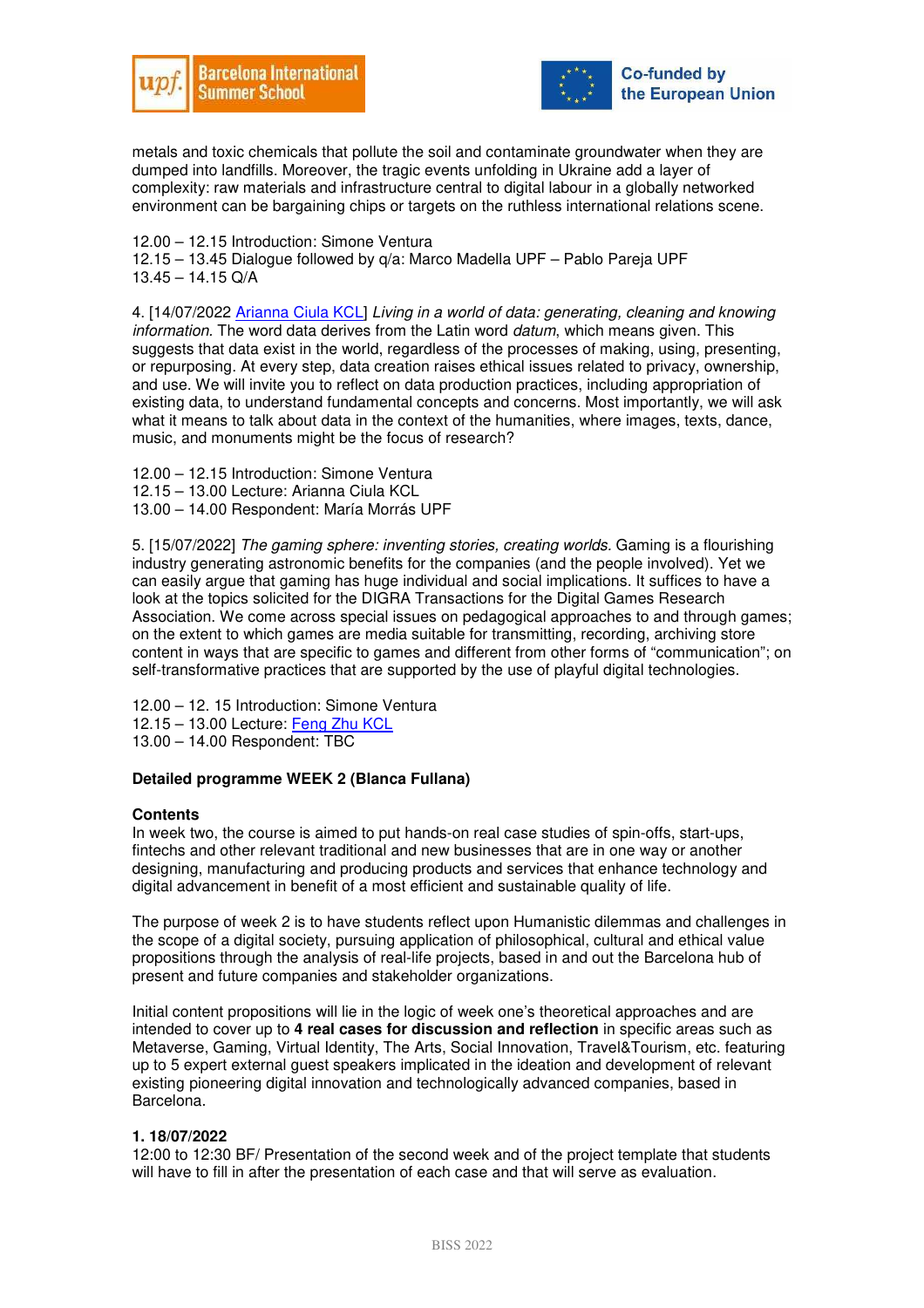metals and toxic chemicals that pollute the soil and contaminate groundwater when they are dumped into landfills. Moreover, the tragic events unfolding in Ukraine add a layer of complexity: raw materials and infrastructure central to digital labour in a globally networked environment can be bargaining chips or targets on the ruthless international relations scene.

12.00 – 12.15 Introduction: Simone Ventura
12.15 – 13.45 Dialogue followed by q/a: Marco Madella UPF – Pablo Pareja UPF
13.45 – 14.15 Q/A

4. [14/07/2022 Arianna Ciula KCL] *Living in a world of data: generating, cleaning and knowing information.* The word data derives from the Latin word *datum*, which means given. This suggests that data exist in the world, regardless of the processes of making, using, presenting, or repurposing. At every step, data creation raises ethical issues related to privacy, ownership, and use. We will invite you to reflect on data production practices, including appropriation of existing data, to understand fundamental concepts and concerns. Most importantly, we will ask what it means to talk about data in the context of the humanities, where images, texts, dance, music, and monuments might be the focus of research?

12.00 – 12.15 Introduction: Simone Ventura
12.15 – 13.00 Lecture: Arianna Ciula KCL
13.00 – 14.00 Respondent: María Morrás UPF

5. [15/07/2022] *The gaming sphere: inventing stories, creating worlds.* Gaming is a flourishing industry generating astronomic benefits for the companies (and the people involved). Yet we can easily argue that gaming has huge individual and social implications. It suffices to have a look at the topics solicited for the DIGRA Transactions for the Digital Games Research Association. We come across special issues on pedagogical approaches to and through games; on the extent to which games are media suitable for transmitting, recording, archiving store content in ways that are specific to games and different from other forms of "communication"; on self-transformative practices that are supported by the use of playful digital technologies.

12.00 – 12. 15 Introduction: Simone Ventura
12.15 – 13.00 Lecture: Feng Zhu KCL
13.00 – 14.00 Respondent: TBC

**Detailed programme WEEK 2 (Blanca Fullana)**

**Contents**
In week two, the course is aimed to put hands-on real case studies of spin-offs, start-ups, fintechs and other relevant traditional and new businesses that are in one way or another designing, manufacturing and producing products and services that enhance technology and digital advancement in benefit of a most efficient and sustainable quality of life.

The purpose of week 2 is to have students reflect upon Humanistic dilemmas and challenges in the scope of a digital society, pursuing application of philosophical, cultural and ethical value propositions through the analysis of real-life projects, based in and out the Barcelona hub of present and future companies and stakeholder organizations.

Initial content propositions will lie in the logic of week one's theoretical approaches and are intended to cover up to **4 real cases for discussion and reflection** in specific areas such as Metaverse, Gaming, Virtual Identity, The Arts, Social Innovation, Travel&Tourism, etc. featuring up to 5 expert external guest speakers implicated in the ideation and development of relevant existing pioneering digital innovation and technologically advanced companies, based in Barcelona.

**1. 18/07/2022**
12:00 to 12:30 BF/ Presentation of the second week and of the project template that students will have to fill in after the presentation of each case and that will serve as evaluation.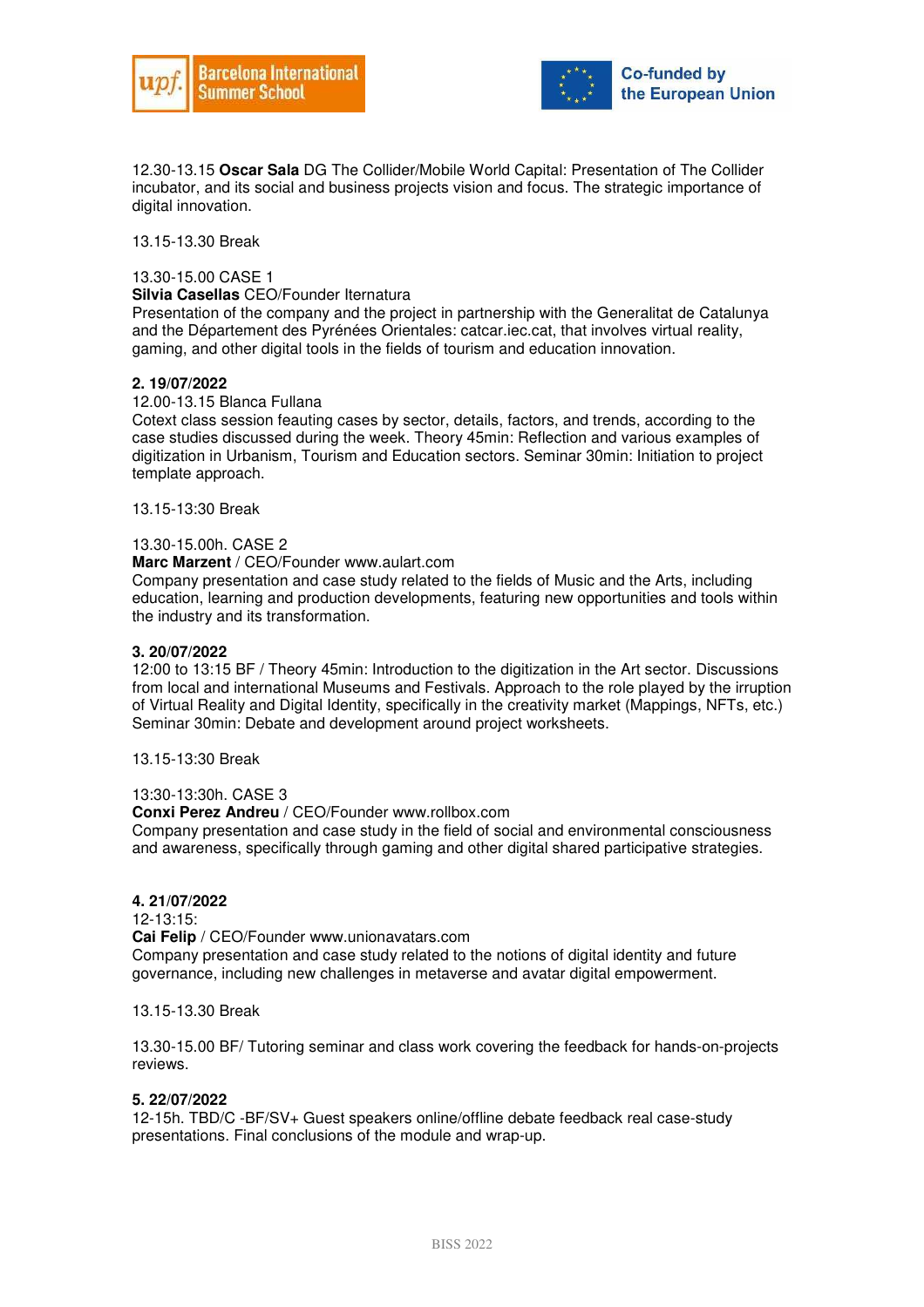12.30-13.15 **Oscar Sala** DG The Collider/Mobile World Capital: Presentation of The Collider incubator, and its social and business projects vision and focus. The strategic importance of digital innovation.

13.15-13.30 Break

13.30-15.00 CASE 1
**Silvia Casellas** CEO/Founder Iternatura
Presentation of the company and the project in partnership with the Generalitat de Catalunya and the Département des Pyrénées Orientales: catcar.iec.cat, that involves virtual reality, gaming, and other digital tools in the fields of tourism and education innovation.

**2. 19/07/2022**
12.00-13.15 Blanca Fullana
Cotext class session feauting cases by sector, details, factors, and trends, according to the case studies discussed during the week. Theory 45min: Reflection and various examples of digitization in Urbanism, Tourism and Education sectors. Seminar 30min: Initiation to project template approach.

13.15-13:30 Break

13.30-15.00h. CASE 2
**Marc Marzent** / CEO/Founder www.aulart.com
Company presentation and case study related to the fields of Music and the Arts, including education, learning and production developments, featuring new opportunities and tools within the industry and its transformation.

**3. 20/07/2022**
12:00 to 13:15 BF / Theory 45min: Introduction to the digitization in the Art sector. Discussions from local and international Museums and Festivals. Approach to the role played by the irruption of Virtual Reality and Digital Identity, specifically in the creativity market (Mappings, NFTs, etc.) Seminar 30min: Debate and development around project worksheets.

13.15-13:30 Break

13:30-13:30h. CASE 3
**Conxi Perez Andreu** / CEO/Founder www.rollbox.com
Company presentation and case study in the field of social and environmental consciousness and awareness, specifically through gaming and other digital shared participative strategies.

**4. 21/07/2022**
12-13:15:
**Cai Felip** / CEO/Founder www.unionavatars.com
Company presentation and case study related to the notions of digital identity and future governance, including new challenges in metaverse and avatar digital empowerment.

13.15-13.30 Break

13.30-15.00 BF/ Tutoring seminar and class work covering the feedback for hands-on-projects reviews.

**5. 22/07/2022**
12-15h. TBD/C -BF/SV+ Guest speakers online/offline debate feedback real case-study presentations. Final conclusions of the module and wrap-up.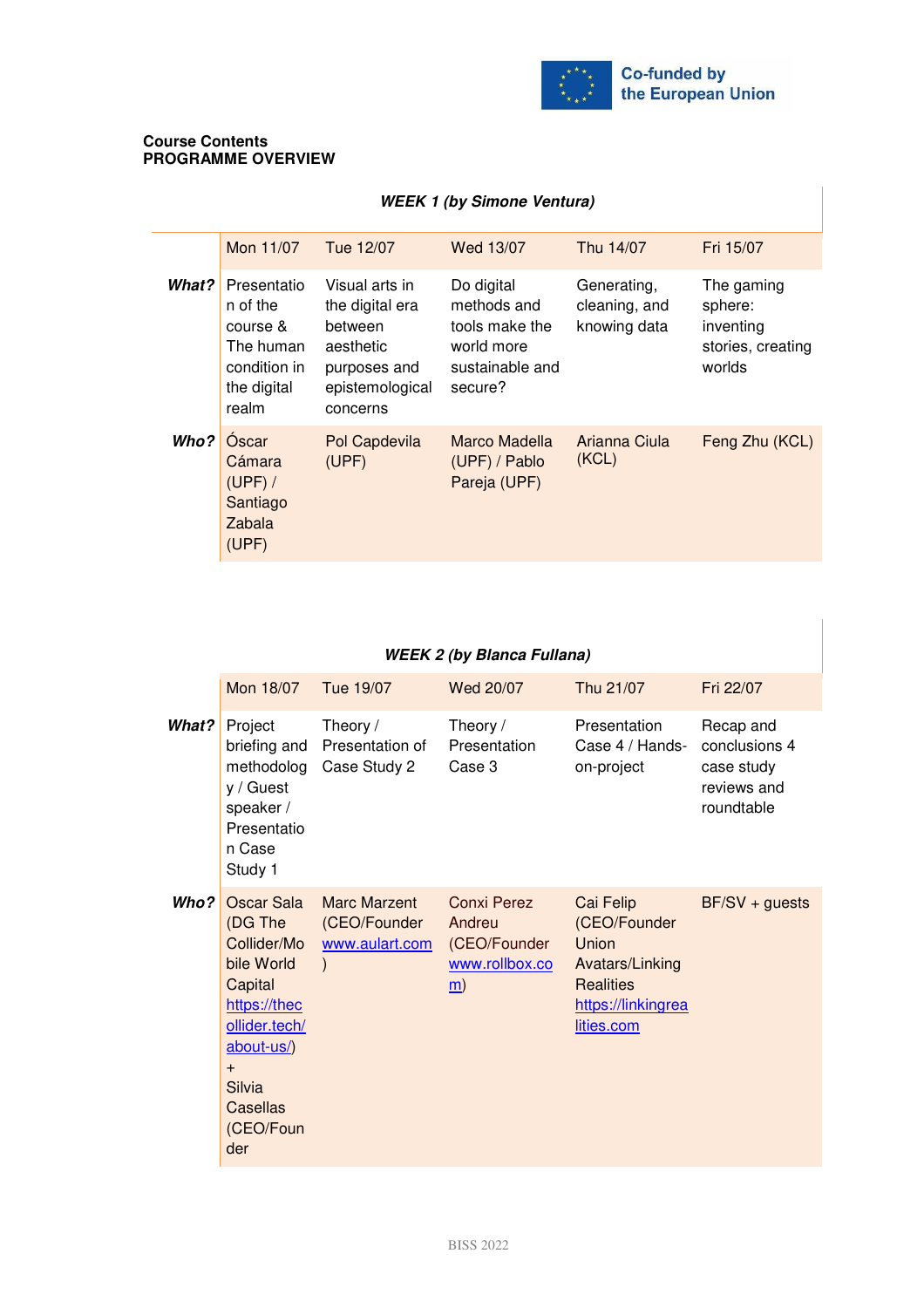**Course Contents**
**PROGRAMME OVERVIEW**

***WEEK 1 (by Simone Ventura)***

| | Mon 11/07 | Tue 12/07 | Wed 13/07 | Thu 14/07 | Fri 15/07 |
|---|---|---|---|---|---|
| ***What?*** | Presentation of the course & The human condition in the digital realm | Visual arts in the digital era between aesthetic purposes and epistemological concerns | Do digital methods and tools make the world more sustainable and secure? | Generating, cleaning, and knowing data | The gaming sphere: inventing stories, creating worlds |
| ***Who?*** | Óscar Cámara (UPF) / Santiago Zabala (UPF) | Pol Capdevila (UPF) | Marco Madella (UPF) / Pablo Pareja (UPF) | Arianna Ciula (KCL) | Feng Zhu (KCL) |

***WEEK 2 (by Blanca Fullana)***

| | Mon 18/07 | Tue 19/07 | Wed 20/07 | Thu 21/07 | Fri 22/07 |
|---|---|---|---|---|---|
| ***What?*** | Project briefing and methodology / Guest speaker / Presentation Case Study 1 | Theory / Presentation of Case Study 2 | Theory / Presentation Case 3 | Presentation Case 4 / Hands-on-project | Recap and conclusions 4 case study reviews and roundtable |
| ***Who?*** | Oscar Sala (DG The Collider/Mobile World Capital https://thecollider.tech/about-us/) + Silvia Casellas (CEO/Founder | Marc Marzent (CEO/Founder www.aulart.com) | Conxi Perez Andreu (CEO/Founder www.rollbox.com) | Cai Felip (CEO/Founder Union Avatars/Linking Realities https://linkingrealities.com | BF/SV + guests |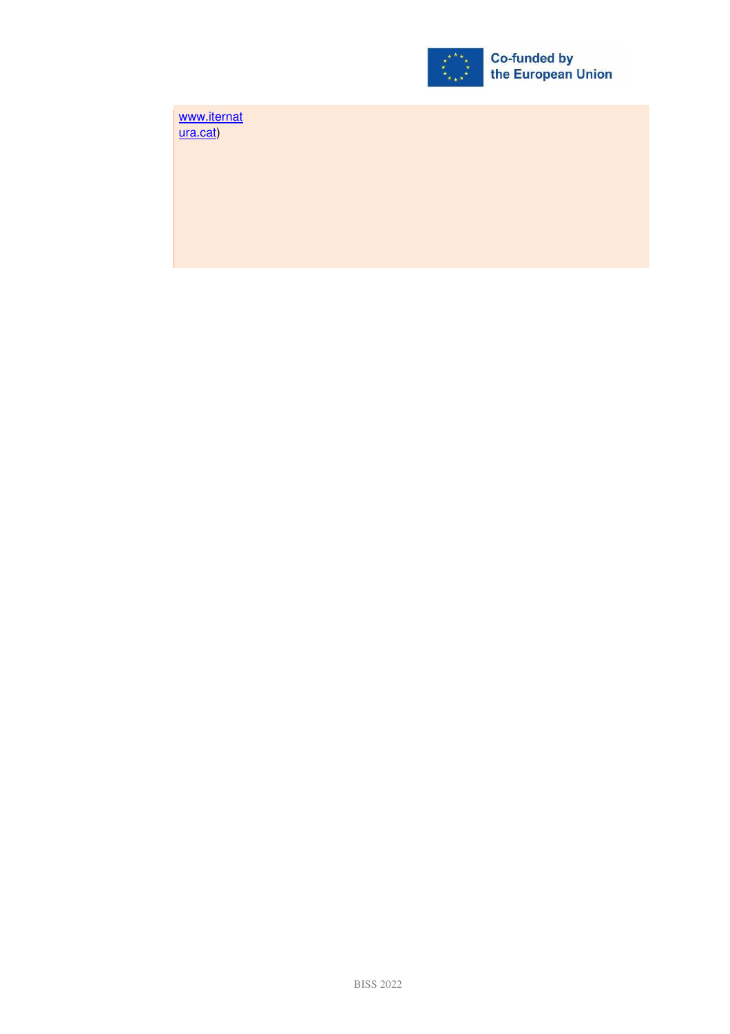[www.iternat](http://www.iternatura.cat)
[ura.cat](http://www.iternatura.cat))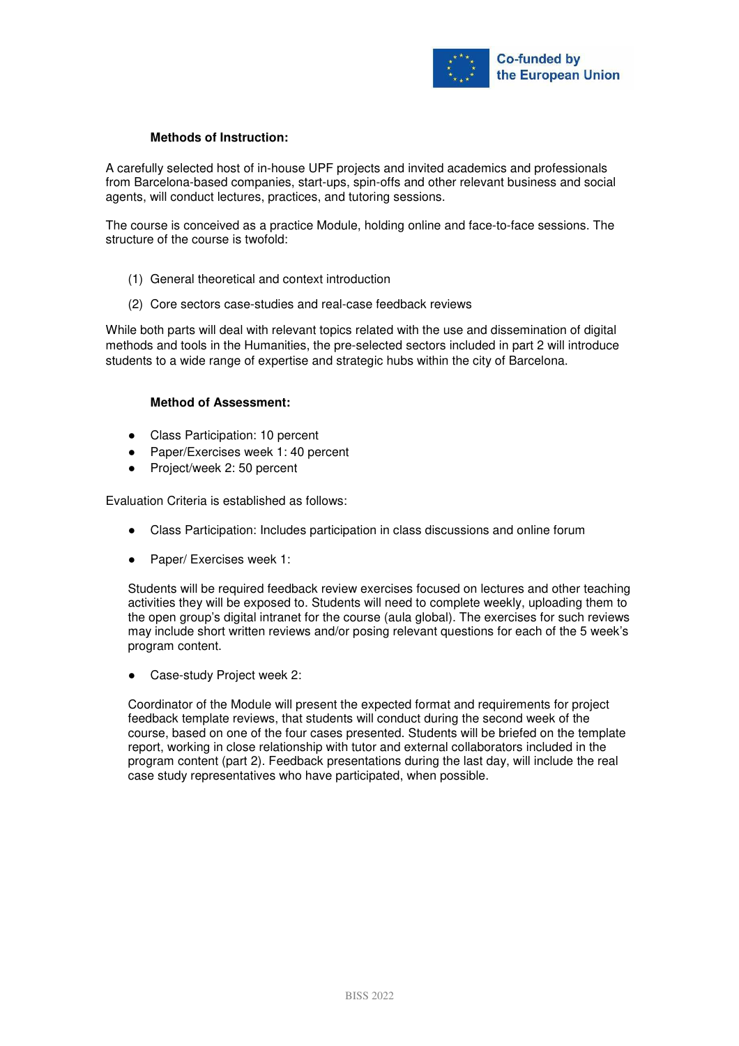**Methods of Instruction:**

A carefully selected host of in-house UPF projects and invited academics and professionals from Barcelona-based companies, start-ups, spin-offs and other relevant business and social agents, will conduct lectures, practices, and tutoring sessions.

The course is conceived as a practice Module, holding online and face-to-face sessions. The structure of the course is twofold:

(1) General theoretical and context introduction

(2) Core sectors case-studies and real-case feedback reviews

While both parts will deal with relevant topics related with the use and dissemination of digital methods and tools in the Humanities, the pre-selected sectors included in part 2 will introduce students to a wide range of expertise and strategic hubs within the city of Barcelona.

**Method of Assessment:**

- Class Participation: 10 percent
- Paper/Exercises week 1: 40 percent
- Project/week 2: 50 percent

Evaluation Criteria is established as follows:

- Class Participation: Includes participation in class discussions and online forum

- Paper/ Exercises week 1:

  Students will be required feedback review exercises focused on lectures and other teaching activities they will be exposed to. Students will need to complete weekly, uploading them to the open group's digital intranet for the course (aula global). The exercises for such reviews may include short written reviews and/or posing relevant questions for each of the 5 week's program content.

- Case-study Project week 2:

  Coordinator of the Module will present the expected format and requirements for project feedback template reviews, that students will conduct during the second week of the course, based on one of the four cases presented. Students will be briefed on the template report, working in close relationship with tutor and external collaborators included in the program content (part 2). Feedback presentations during the last day, will include the real case study representatives who have participated, when possible.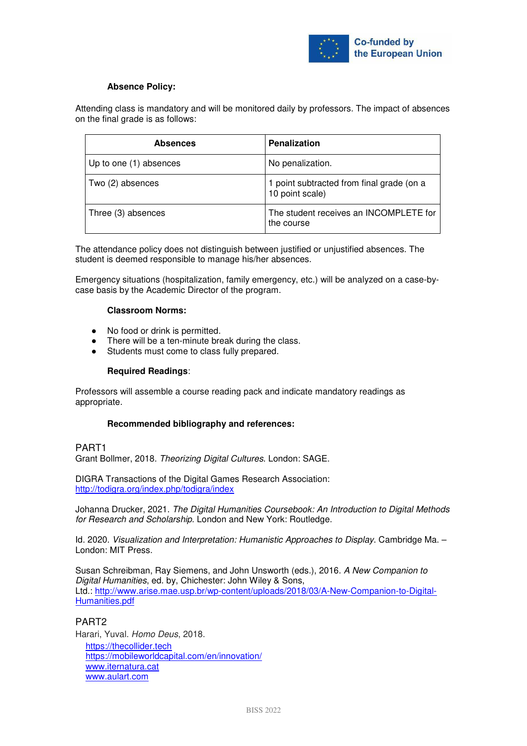**Absence Policy:**

Attending class is mandatory and will be monitored daily by professors. The impact of absences on the final grade is as follows:

| Absences | Penalization |
|---|---|
| Up to one (1) absences | No penalization. |
| Two (2) absences | 1 point subtracted from final grade (on a 10 point scale) |
| Three (3) absences | The student receives an INCOMPLETE for the course |

The attendance policy does not distinguish between justified or unjustified absences. The student is deemed responsible to manage his/her absences.

Emergency situations (hospitalization, family emergency, etc.) will be analyzed on a case-by-case basis by the Academic Director of the program.

**Classroom Norms:**

- No food or drink is permitted.
- There will be a ten-minute break during the class.
- Students must come to class fully prepared.

**Required Readings**:

Professors will assemble a course reading pack and indicate mandatory readings as appropriate.

**Recommended bibliography and references:**

PART1

Grant Bollmer, 2018. *Theorizing Digital Cultures*. London: SAGE.

DIGRA Transactions of the Digital Games Research Association: http://todigra.org/index.php/todigra/index

Johanna Drucker, 2021. *The Digital Humanities Coursebook: An Introduction to Digital Methods for Research and Scholarship*. London and New York: Routledge.

Id. 2020. *Visualization and Interpretation: Humanistic Approaches to Display*. Cambridge Ma. – London: MIT Press.

Susan Schreibman, Ray Siemens, and John Unsworth (eds.), 2016. *A New Companion to Digital Humanities*, ed. by, Chichester: John Wiley & Sons, Ltd.: http://www.arise.mae.usp.br/wp-content/uploads/2018/03/A-New-Companion-to-Digital-Humanities.pdf

PART2

Harari, Yuval. *Homo Deus*, 2018.

https://thecollider.tech
https://mobileworldcapital.com/en/innovation/
www.iternatura.cat
www.aulart.com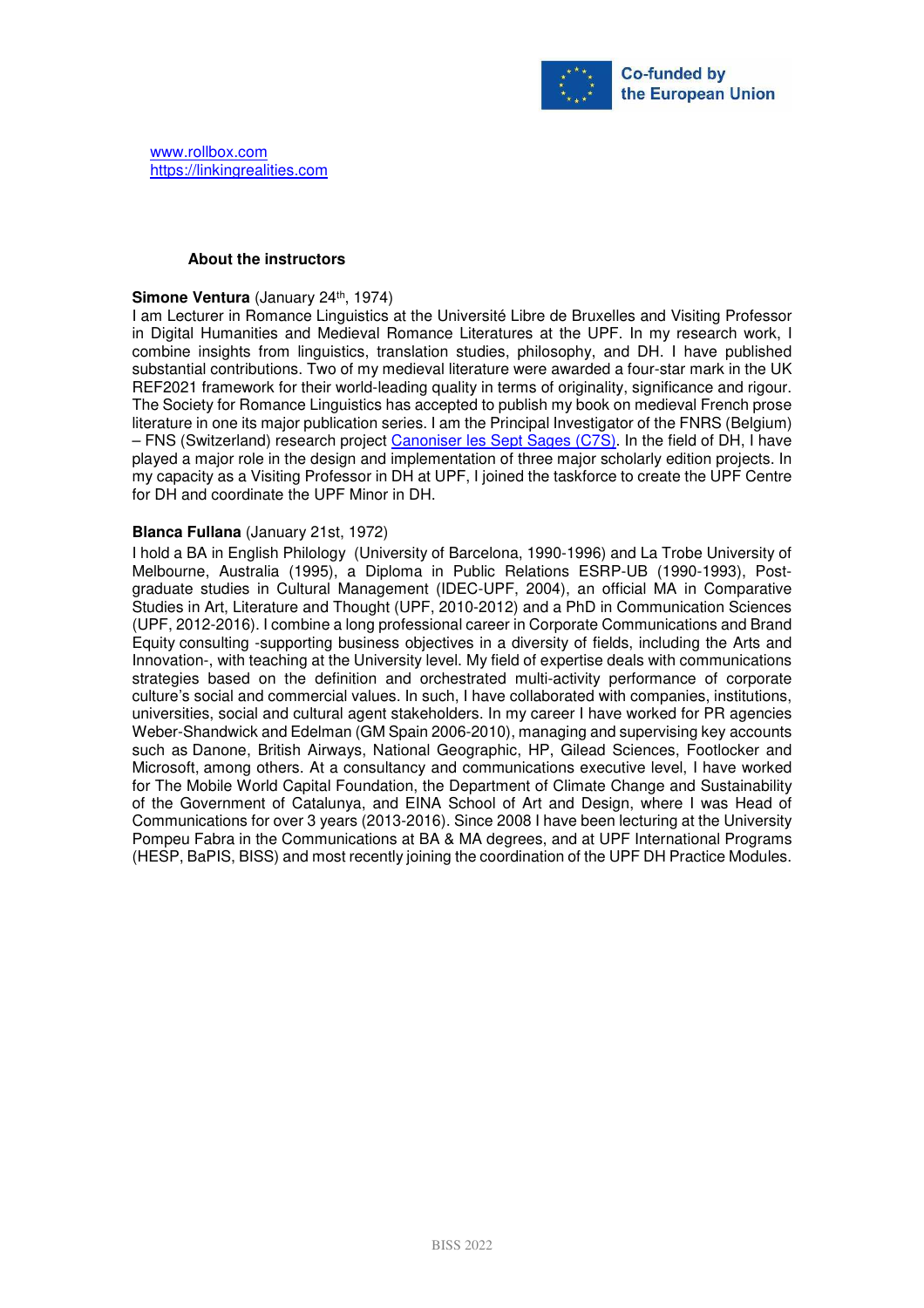[www.rollbox.com](www.rollbox.com)
[https://linkingrealities.com](https://linkingrealities.com)

### About the instructors

**Simone Ventura** (January 24th, 1974)
I am Lecturer in Romance Linguistics at the Université Libre de Bruxelles and Visiting Professor in Digital Humanities and Medieval Romance Literatures at the UPF. In my research work, I combine insights from linguistics, translation studies, philosophy, and DH. I have published substantial contributions. Two of my medieval literature were awarded a four-star mark in the UK REF2021 framework for their world-leading quality in terms of originality, significance and rigour. The Society for Romance Linguistics has accepted to publish my book on medieval French prose literature in one its major publication series. I am the Principal Investigator of the FNRS (Belgium) – FNS (Switzerland) research project [Canoniser les Sept Sages (C7S)](). In the field of DH, I have played a major role in the design and implementation of three major scholarly edition projects. In my capacity as a Visiting Professor in DH at UPF, I joined the taskforce to create the UPF Centre for DH and coordinate the UPF Minor in DH.

**Blanca Fullana** (January 21st, 1972)
I hold a BA in English Philology (University of Barcelona, 1990-1996) and La Trobe University of Melbourne, Australia (1995), a Diploma in Public Relations ESRP-UB (1990-1993), Post-graduate studies in Cultural Management (IDEC-UPF, 2004), an official MA in Comparative Studies in Art, Literature and Thought (UPF, 2010-2012) and a PhD in Communication Sciences (UPF, 2012-2016). I combine a long professional career in Corporate Communications and Brand Equity consulting -supporting business objectives in a diversity of fields, including the Arts and Innovation-, with teaching at the University level. My field of expertise deals with communications strategies based on the definition and orchestrated multi-activity performance of corporate culture's social and commercial values. In such, I have collaborated with companies, institutions, universities, social and cultural agent stakeholders. In my career I have worked for PR agencies Weber-Shandwick and Edelman (GM Spain 2006-2010), managing and supervising key accounts such as Danone, British Airways, National Geographic, HP, Gilead Sciences, Footlocker and Microsoft, among others. At a consultancy and communications executive level, I have worked for The Mobile World Capital Foundation, the Department of Climate Change and Sustainability of the Government of Catalunya, and EINA School of Art and Design, where I was Head of Communications for over 3 years (2013-2016). Since 2008 I have been lecturing at the University Pompeu Fabra in the Communications at BA & MA degrees, and at UPF International Programs (HESP, BaPIS, BISS) and most recently joining the coordination of the UPF DH Practice Modules.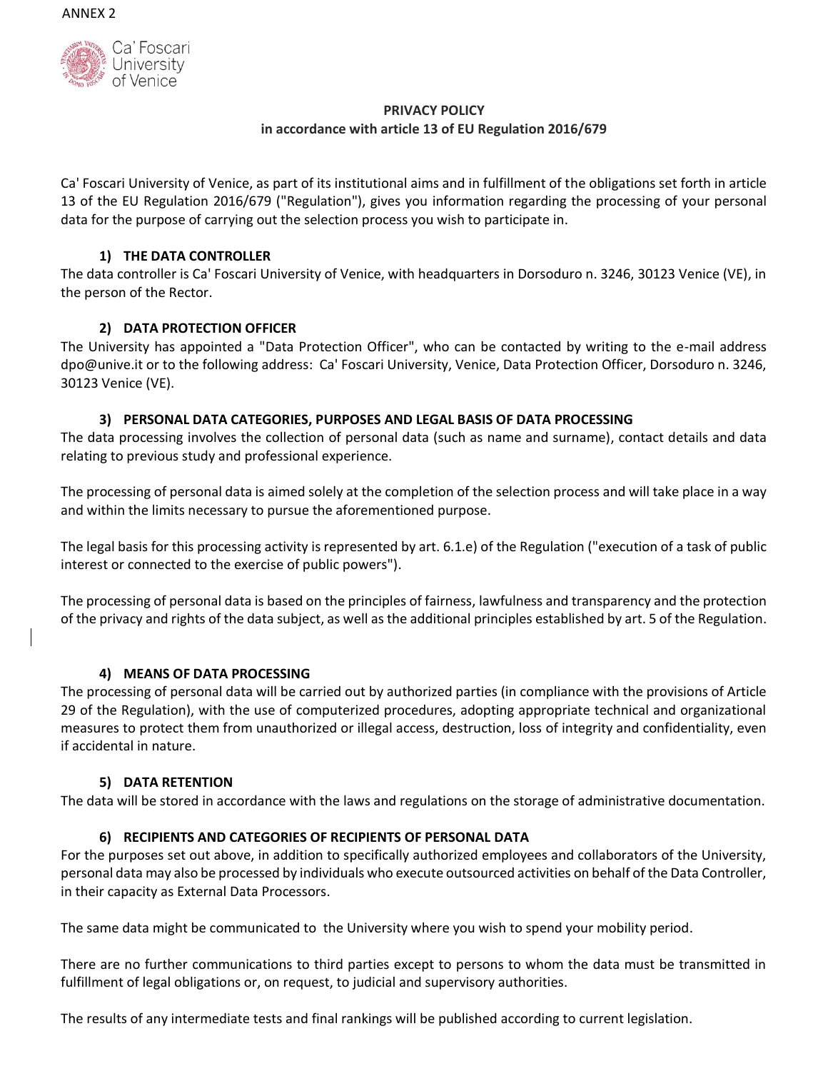ANNEX 2

Ca' Foscari University of Venice

**PRIVACY POLICY**
**in accordance with article 13 of EU Regulation 2016/679**

Ca' Foscari University of Venice, as part of its institutional aims and in fulfillment of the obligations set forth in article 13 of the EU Regulation 2016/679 ("Regulation"), gives you information regarding the processing of your personal data for the purpose of carrying out the selection process you wish to participate in.

### 1) THE DATA CONTROLLER

The data controller is Ca' Foscari University of Venice, with headquarters in Dorsoduro n. 3246, 30123 Venice (VE), in the person of the Rector.

### 2) DATA PROTECTION OFFICER

The University has appointed a "Data Protection Officer", who can be contacted by writing to the e-mail address dpo@unive.it or to the following address: Ca' Foscari University, Venice, Data Protection Officer, Dorsoduro n. 3246, 30123 Venice (VE).

### 3) PERSONAL DATA CATEGORIES, PURPOSES AND LEGAL BASIS OF DATA PROCESSING

The data processing involves the collection of personal data (such as name and surname), contact details and data relating to previous study and professional experience.

The processing of personal data is aimed solely at the completion of the selection process and will take place in a way and within the limits necessary to pursue the aforementioned purpose.

The legal basis for this processing activity is represented by art. 6.1.e) of the Regulation ("execution of a task of public interest or connected to the exercise of public powers").

The processing of personal data is based on the principles of fairness, lawfulness and transparency and the protection of the privacy and rights of the data subject, as well as the additional principles established by art. 5 of the Regulation.

### 4) MEANS OF DATA PROCESSING

The processing of personal data will be carried out by authorized parties (in compliance with the provisions of Article 29 of the Regulation), with the use of computerized procedures, adopting appropriate technical and organizational measures to protect them from unauthorized or illegal access, destruction, loss of integrity and confidentiality, even if accidental in nature.

### 5) DATA RETENTION

The data will be stored in accordance with the laws and regulations on the storage of administrative documentation.

### 6) RECIPIENTS AND CATEGORIES OF RECIPIENTS OF PERSONAL DATA

For the purposes set out above, in addition to specifically authorized employees and collaborators of the University, personal data may also be processed by individuals who execute outsourced activities on behalf of the Data Controller, in their capacity as External Data Processors.

The same data might be communicated to the University where you wish to spend your mobility period.

There are no further communications to third parties except to persons to whom the data must be transmitted in fulfillment of legal obligations or, on request, to judicial and supervisory authorities.

The results of any intermediate tests and final rankings will be published according to current legislation.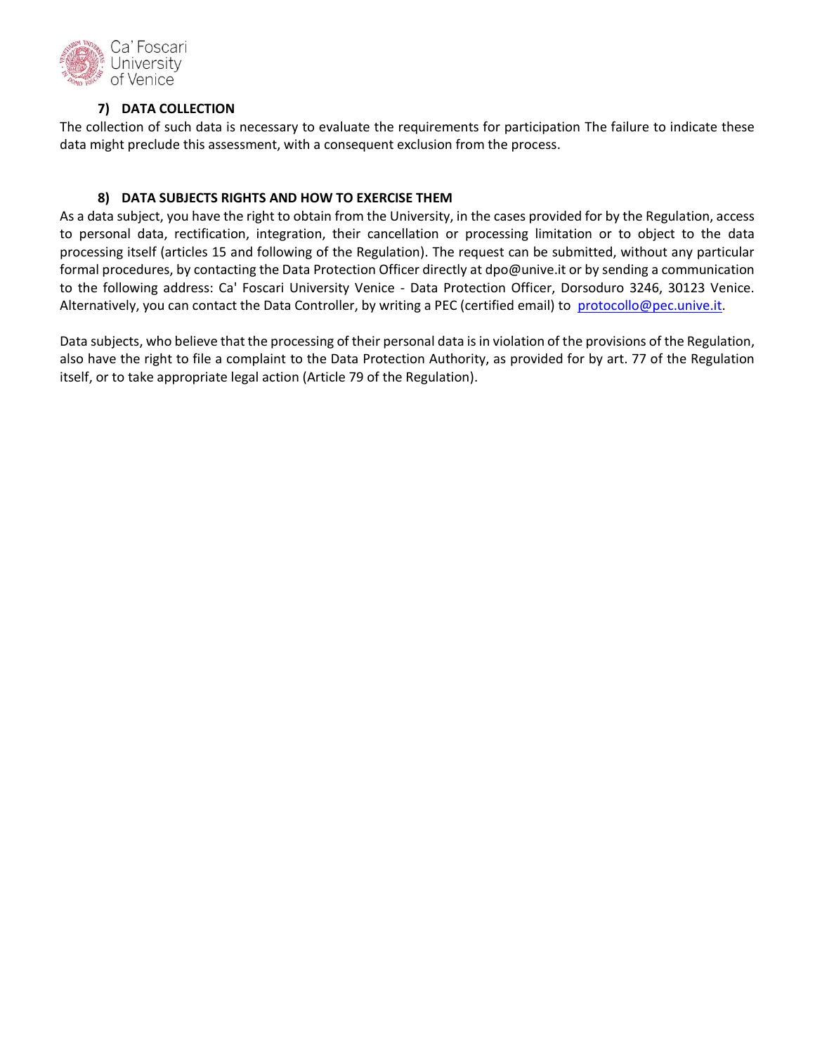### 7) DATA COLLECTION

The collection of such data is necessary to evaluate the requirements for participation The failure to indicate these data might preclude this assessment, with a consequent exclusion from the process.

### 8) DATA SUBJECTS RIGHTS AND HOW TO EXERCISE THEM

As a data subject, you have the right to obtain from the University, in the cases provided for by the Regulation, access to personal data, rectification, integration, their cancellation or processing limitation or to object to the data processing itself (articles 15 and following of the Regulation). The request can be submitted, without any particular formal procedures, by contacting the Data Protection Officer directly at dpo@unive.it or by sending a communication to the following address: Ca' Foscari University Venice - Data Protection Officer, Dorsoduro 3246, 30123 Venice. Alternatively, you can contact the Data Controller, by writing a PEC (certified email) to protocollo@pec.unive.it.

Data subjects, who believe that the processing of their personal data is in violation of the provisions of the Regulation, also have the right to file a complaint to the Data Protection Authority, as provided for by art. 77 of the Regulation itself, or to take appropriate legal action (Article 79 of the Regulation).